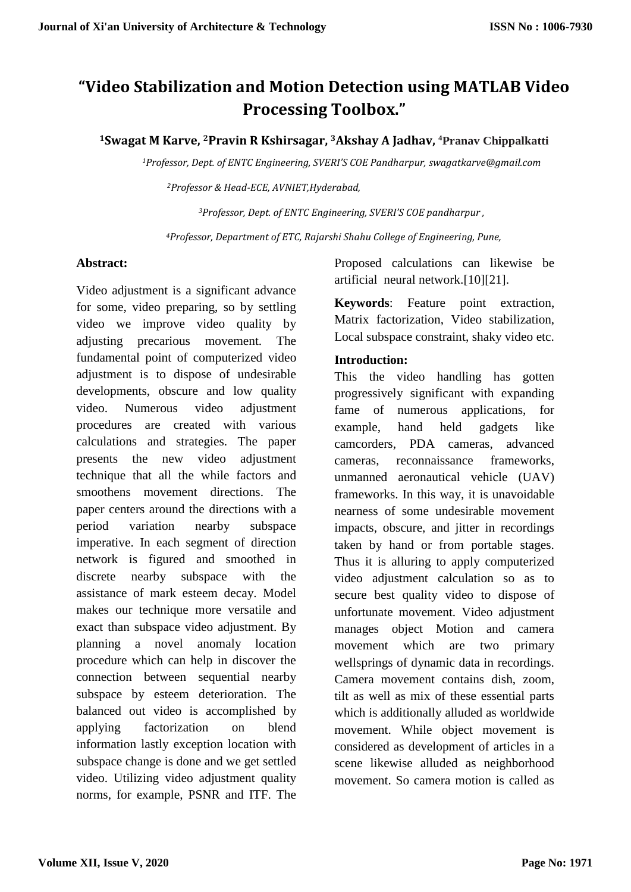# "Video Stabilization and Motion Detection using MATLAB Video Processing Toolbox."

**[1]Swagat M Karve, [2]Pravin R Kshirsagar, [3]Akshay A Jadhav, [4]Pranav Chippalkatti**

*[1]Professor, Dept. of ENTC Engineering, SVERI'S COE Pandharpur, swagatkarve@gmail.com*

*[2]Professor & Head-ECE, AVNIET,Hyderabad,*

*[3]Professor, Dept. of ENTC Engineering, SVERI'S COE pandharpur ,*

*[4]Professor, Department of ETC, Rajarshi Shahu College of Engineering, Pune,*

**Abstract:**

Video adjustment is a significant advance for some, video preparing, so by settling video we improve video quality by adjusting precarious movement. The fundamental point of computerized video adjustment is to dispose of undesirable developments, obscure and low quality video. Numerous video adjustment procedures are created with various calculations and strategies. The paper presents the new video adjustment technique that all the while factors and smoothens movement directions. The paper centers around the directions with a period variation nearby subspace imperative. In each segment of direction network is figured and smoothed in discrete nearby subspace with the assistance of mark esteem decay. Model makes our technique more versatile and exact than subspace video adjustment. By planning a novel anomaly location procedure which can help in discover the connection between sequential nearby subspace by esteem deterioration. The balanced out video is accomplished by applying factorization on blend information lastly exception location with subspace change is done and we get settled video. Utilizing video adjustment quality norms, for example, PSNR and ITF. The Proposed calculations can likewise be artificial neural network.[10][21].

**Keywords**: Feature point extraction, Matrix factorization, Video stabilization, Local subspace constraint, shaky video etc.

**Introduction:**

This the video handling has gotten progressively significant with expanding fame of numerous applications, for example, hand held gadgets like camcorders, PDA cameras, advanced cameras, reconnaissance frameworks, unmanned aeronautical vehicle (UAV) frameworks. In this way, it is unavoidable nearness of some undesirable movement impacts, obscure, and jitter in recordings taken by hand or from portable stages. Thus it is alluring to apply computerized video adjustment calculation so as to secure best quality video to dispose of unfortunate movement. Video adjustment manages object Motion and camera movement which are two primary wellsprings of dynamic data in recordings. Camera movement contains dish, zoom, tilt as well as mix of these essential parts which is additionally alluded as worldwide movement. While object movement is considered as development of articles in a scene likewise alluded as neighborhood movement. So camera motion is called as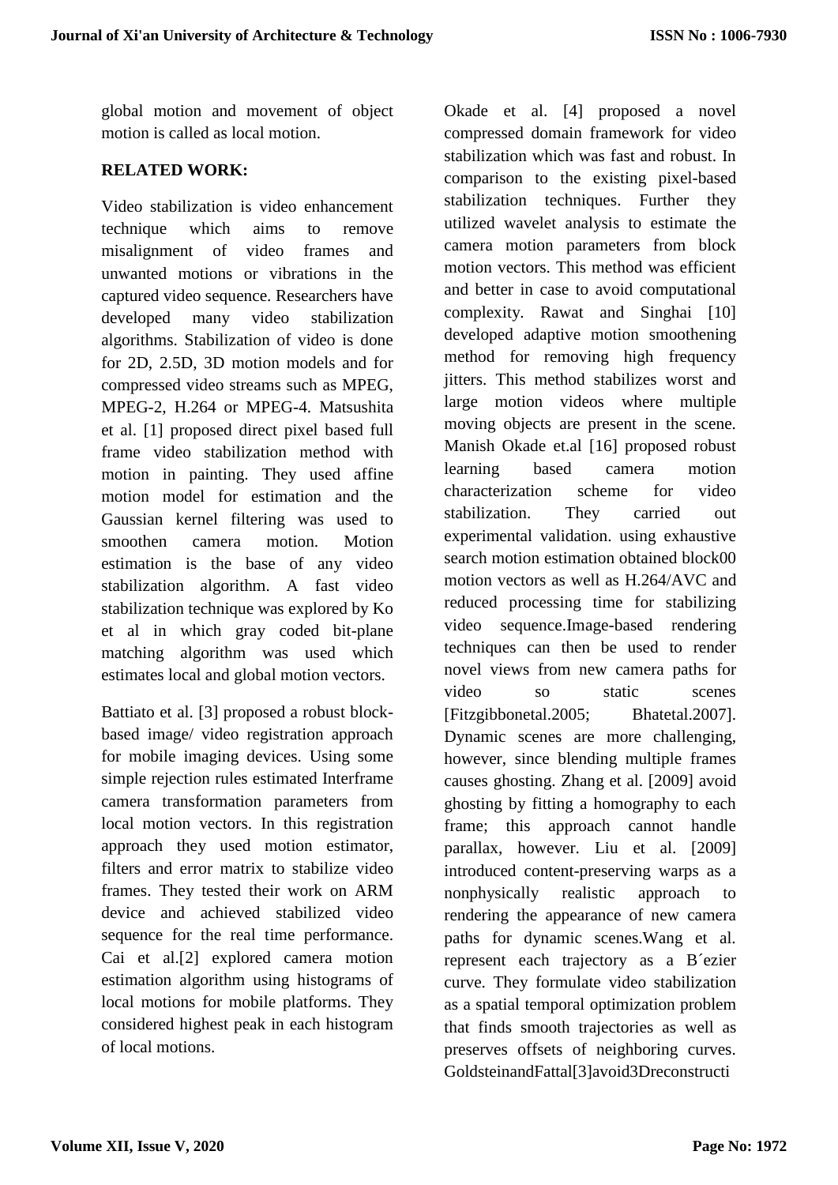global motion and movement of object motion is called as local motion.

## RELATED WORK:

Video stabilization is video enhancement technique which aims to remove misalignment of video frames and unwanted motions or vibrations in the captured video sequence. Researchers have developed many video stabilization algorithms. Stabilization of video is done for 2D, 2.5D, 3D motion models and for compressed video streams such as MPEG, MPEG-2, H.264 or MPEG-4. Matsushita et al. [1] proposed direct pixel based full frame video stabilization method with motion in painting. They used affine motion model for estimation and the Gaussian kernel filtering was used to smoothen camera motion. Motion estimation is the base of any video stabilization algorithm. A fast video stabilization technique was explored by Ko et al in which gray coded bit-plane matching algorithm was used which estimates local and global motion vectors.

Battiato et al. [3] proposed a robust block-based image/ video registration approach for mobile imaging devices. Using some simple rejection rules estimated Interframe camera transformation parameters from local motion vectors. In this registration approach they used motion estimator, filters and error matrix to stabilize video frames. They tested their work on ARM device and achieved stabilized video sequence for the real time performance. Cai et al.[2] explored camera motion estimation algorithm using histograms of local motions for mobile platforms. They considered highest peak in each histogram of local motions.

Okade et al. [4] proposed a novel compressed domain framework for video stabilization which was fast and robust. In comparison to the existing pixel-based stabilization techniques. Further they utilized wavelet analysis to estimate the camera motion parameters from block motion vectors. This method was efficient and better in case to avoid computational complexity. Rawat and Singhai [10] developed adaptive motion smoothening method for removing high frequency jitters. This method stabilizes worst and large motion videos where multiple moving objects are present in the scene. Manish Okade et.al [16] proposed robust learning based camera motion characterization scheme for video stabilization. They carried out experimental validation. using exhaustive search motion estimation obtained block00 motion vectors as well as H.264/AVC and reduced processing time for stabilizing video sequence.Image-based rendering techniques can then be used to render novel views from new camera paths for video so static scenes [Fitzgibbonetal.2005; Bhatetal.2007]. Dynamic scenes are more challenging, however, since blending multiple frames causes ghosting. Zhang et al. [2009] avoid ghosting by fitting a homography to each frame; this approach cannot handle parallax, however. Liu et al. [2009] introduced content-preserving warps as a nonphysically realistic approach to rendering the appearance of new camera paths for dynamic scenes.Wang et al. represent each trajectory as a B´ezier curve. They formulate video stabilization as a spatial temporal optimization problem that finds smooth trajectories as well as preserves offsets of neighboring curves. GoldsteinandFattal[3]avoid3Dreconstructi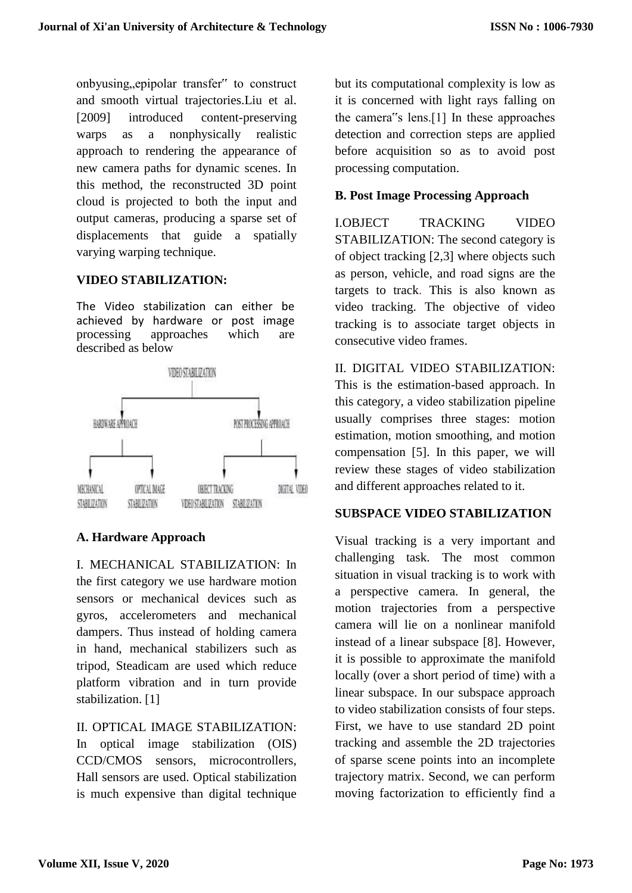onbyusing„epipolar transfer‟ to construct and smooth virtual trajectories.Liu et al. [2009] introduced content-preserving warps as a nonphysically realistic approach to rendering the appearance of new camera paths for dynamic scenes. In this method, the reconstructed 3D point cloud is projected to both the input and output cameras, producing a sparse set of displacements that guide a spatially varying warping technique.

**VIDEO STABILIZATION:**

The Video stabilization can either be achieved by hardware or post image processing approaches which are described as below

VIDEO STABILIZATION
- HARDWARE APPROACH
  - MECHANICAL STABILIZATION
  - OPTICAL IMAGE STABILIZATION
- POST PROCESSING APPROACH
  - OBJECT TRACKING VIDEO STABILIZATION
  - DIGITAL VIDEO STABILIZATION

**A. Hardware Approach**

I. MECHANICAL STABILIZATION: In the first category we use hardware motion sensors or mechanical devices such as gyros, accelerometers and mechanical dampers. Thus instead of holding camera in hand, mechanical stabilizers such as tripod, Steadicam are used which reduce platform vibration and in turn provide stabilization. [1]

II. OPTICAL IMAGE STABILIZATION: In optical image stabilization (OIS) CCD/CMOS sensors, microcontrollers, Hall sensors are used. Optical stabilization is much expensive than digital technique but its computational complexity is low as it is concerned with light rays falling on the camera‟s lens.[1] In these approaches detection and correction steps are applied before acquisition so as to avoid post processing computation.

**B. Post Image Processing Approach**

I.OBJECT TRACKING VIDEO STABILIZATION: The second category is of object tracking [2,3] where objects such as person, vehicle, and road signs are the targets to track. This is also known as video tracking. The objective of video tracking is to associate target objects in consecutive video frames.

II. DIGITAL VIDEO STABILIZATION: This is the estimation-based approach. In this category, a video stabilization pipeline usually comprises three stages: motion estimation, motion smoothing, and motion compensation [5]. In this paper, we will review these stages of video stabilization and different approaches related to it.

**SUBSPACE VIDEO STABILIZATION**

Visual tracking is a very important and challenging task. The most common situation in visual tracking is to work with a perspective camera. In general, the motion trajectories from a perspective camera will lie on a nonlinear manifold instead of a linear subspace [8]. However, it is possible to approximate the manifold locally (over a short period of time) with a linear subspace. In our subspace approach to video stabilization consists of four steps. First, we have to use standard 2D point tracking and assemble the 2D trajectories of sparse scene points into an incomplete trajectory matrix. Second, we can perform moving factorization to efficiently find a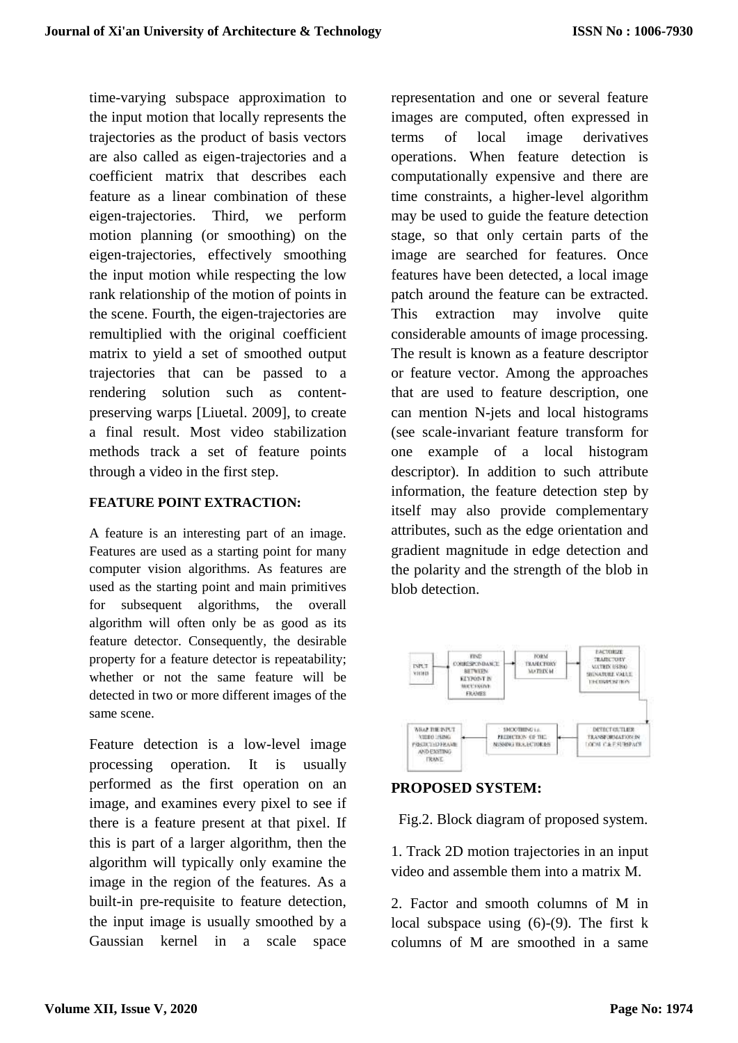time-varying subspace approximation to the input motion that locally represents the trajectories as the product of basis vectors are also called as eigen-trajectories and a coefficient matrix that describes each feature as a linear combination of these eigen-trajectories. Third, we perform motion planning (or smoothing) on the eigen-trajectories, effectively smoothing the input motion while respecting the low rank relationship of the motion of points in the scene. Fourth, the eigen-trajectories are remultiplied with the original coefficient matrix to yield a set of smoothed output trajectories that can be passed to a rendering solution such as content-preserving warps [Liuetal. 2009], to create a final result. Most video stabilization methods track a set of feature points through a video in the first step.

**FEATURE POINT EXTRACTION:**

A feature is an interesting part of an image. Features are used as a starting point for many computer vision algorithms. As features are used as the starting point and main primitives for subsequent algorithms, the overall algorithm will often only be as good as its feature detector. Consequently, the desirable property for a feature detector is repeatability; whether or not the same feature will be detected in two or more different images of the same scene.

Feature detection is a low-level image processing operation. It is usually performed as the first operation on an image, and examines every pixel to see if there is a feature present at that pixel. If this is part of a larger algorithm, then the algorithm will typically only examine the image in the region of the features. As a built-in pre-requisite to feature detection, the input image is usually smoothed by a Gaussian kernel in a scale space representation and one or several feature images are computed, often expressed in terms of local image derivatives operations. When feature detection is computationally expensive and there are time constraints, a higher-level algorithm may be used to guide the feature detection stage, so that only certain parts of the image are searched for features. Once features have been detected, a local image patch around the feature can be extracted. This extraction may involve quite considerable amounts of image processing. The result is known as a feature descriptor or feature vector. Among the approaches that are used to feature description, one can mention N-jets and local histograms (see scale-invariant feature transform for one example of a local histogram descriptor). In addition to such attribute information, the feature detection step by itself may also provide complementary attributes, such as the edge orientation and gradient magnitude in edge detection and the polarity and the strength of the blob in blob detection.

INPUT VIDEO → FIND CORRESPONDANCE BETWEEN KEYPOINT IN SUCCESSIVE FRAMES → FORM TRAJECTORY MATRIX M → FACTORIZE TRAJECTORY MATRIX USING SIGNATURE VALUE DECOMPOSITION → DETECT OUTLIER TRANSFORMATION IN LOCAL C&E SUBSPACE → SMOOTHING i.e. PREDICTION OF THE MISSING TRAJECTORIES → WRAP THE INPUT VIDEO USING PREDICTED FRAME AND EXISTING FRAME

**PROPOSED SYSTEM:**

Fig.2. Block diagram of proposed system.

1. Track 2D motion trajectories in an input video and assemble them into a matrix M.

2. Factor and smooth columns of M in local subspace using (6)-(9). The first k columns of M are smoothed in a same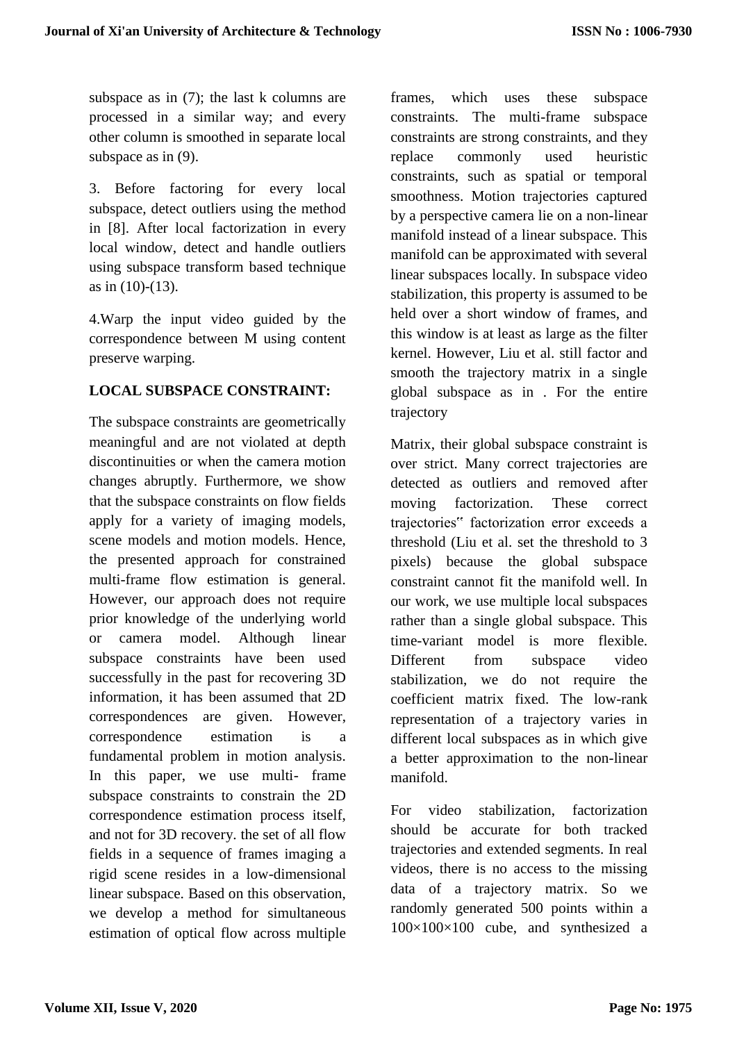subspace as in (7); the last k columns are processed in a similar way; and every other column is smoothed in separate local subspace as in (9).

3. Before factoring for every local subspace, detect outliers using the method in [8]. After local factorization in every local window, detect and handle outliers using subspace transform based technique as in (10)-(13).

4.Warp the input video guided by the correspondence between M using content preserve warping.

## LOCAL SUBSPACE CONSTRAINT:

The subspace constraints are geometrically meaningful and are not violated at depth discontinuities or when the camera motion changes abruptly. Furthermore, we show that the subspace constraints on flow fields apply for a variety of imaging models, scene models and motion models. Hence, the presented approach for constrained multi-frame flow estimation is general. However, our approach does not require prior knowledge of the underlying world or camera model. Although linear subspace constraints have been used successfully in the past for recovering 3D information, it has been assumed that 2D correspondences are given. However, correspondence estimation is a fundamental problem in motion analysis. In this paper, we use multi- frame subspace constraints to constrain the 2D correspondence estimation process itself, and not for 3D recovery. the set of all flow fields in a sequence of frames imaging a rigid scene resides in a low-dimensional linear subspace. Based on this observation, we develop a method for simultaneous estimation of optical flow across multiple frames, which uses these subspace constraints. The multi-frame subspace constraints are strong constraints, and they replace commonly used heuristic constraints, such as spatial or temporal smoothness. Motion trajectories captured by a perspective camera lie on a non-linear manifold instead of a linear subspace. This manifold can be approximated with several linear subspaces locally. In subspace video stabilization, this property is assumed to be held over a short window of frames, and this window is at least as large as the filter kernel. However, Liu et al. still factor and smooth the trajectory matrix in a single global subspace as in . For the entire trajectory

Matrix, their global subspace constraint is over strict. Many correct trajectories are detected as outliers and removed after moving factorization. These correct trajectories" factorization error exceeds a threshold (Liu et al. set the threshold to 3 pixels) because the global subspace constraint cannot fit the manifold well. In our work, we use multiple local subspaces rather than a single global subspace. This time-variant model is more flexible. Different from subspace video stabilization, we do not require the coefficient matrix fixed. The low-rank representation of a trajectory varies in different local subspaces as in which give a better approximation to the non-linear manifold.

For video stabilization, factorization should be accurate for both tracked trajectories and extended segments. In real videos, there is no access to the missing data of a trajectory matrix. So we randomly generated 500 points within a $100\times100\times100$ cube, and synthesized a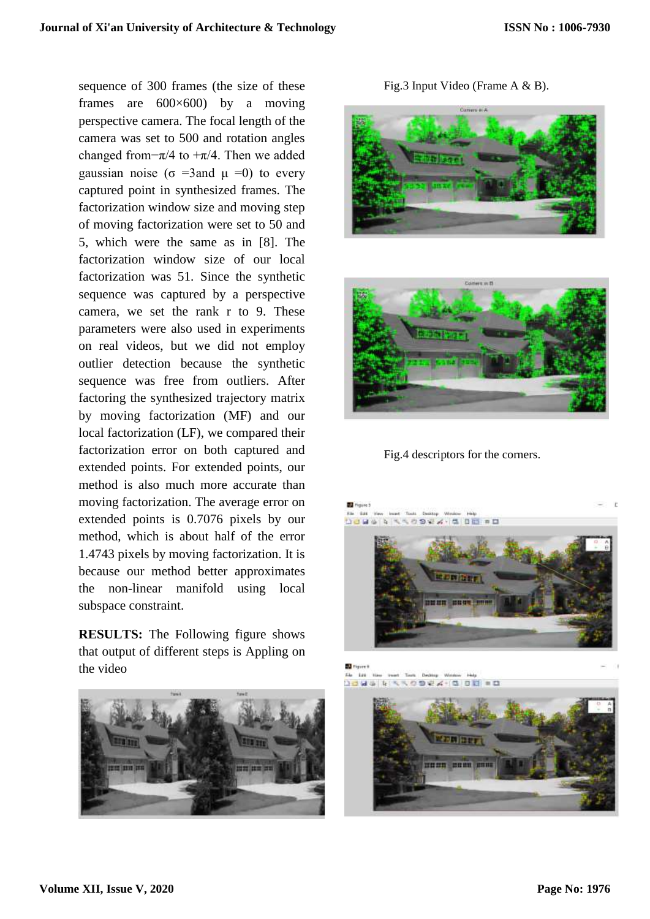sequence of 300 frames (the size of these frames are 600×600) by a moving perspective camera. The focal length of the camera was set to 500 and rotation angles changed from $-\pi/4$ to $+\pi/4$. Then we added gaussian noise ($\sigma$ =3and $\mu$ =0) to every captured point in synthesized frames. The factorization window size and moving step of moving factorization were set to 50 and 5, which were the same as in [8]. The factorization window size of our local factorization was 51. Since the synthetic sequence was captured by a perspective camera, we set the rank r to 9. These parameters were also used in experiments on real videos, but we did not employ outlier detection because the synthetic sequence was free from outliers. After factoring the synthesized trajectory matrix by moving factorization (MF) and our local factorization (LF), we compared their factorization error on both captured and extended points. For extended points, our method is also much more accurate than moving factorization. The average error on extended points is 0.7076 pixels by our method, which is about half of the error 1.4743 pixels by moving factorization. It is because our method better approximates the non-linear manifold using local subspace constraint.

**RESULTS:** The Following figure shows that output of different steps is Appling on the video

Fig.3 Input Video (Frame A & B).

Fig.4 descriptors for the corners.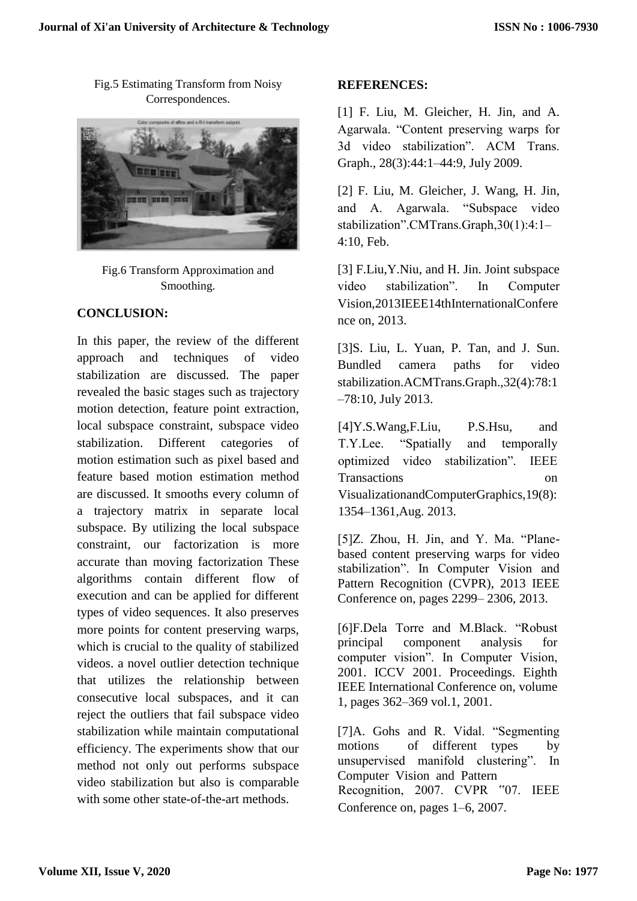Fig.5 Estimating Transform from Noisy Correspondences.

Fig.6 Transform Approximation and Smoothing.

## CONCLUSION:

In this paper, the review of the different approach and techniques of video stabilization are discussed. The paper revealed the basic stages such as trajectory motion detection, feature point extraction, local subspace constraint, subspace video stabilization. Different categories of motion estimation such as pixel based and feature based motion estimation method are discussed. It smooths every column of a trajectory matrix in separate local subspace. By utilizing the local subspace constraint, our factorization is more accurate than moving factorization These algorithms contain different flow of execution and can be applied for different types of video sequences. It also preserves more points for content preserving warps, which is crucial to the quality of stabilized videos. a novel outlier detection technique that utilizes the relationship between consecutive local subspaces, and it can reject the outliers that fail subspace video stabilization while maintain computational efficiency. The experiments show that our method not only out performs subspace video stabilization but also is comparable with some other state-of-the-art methods.

## REFERENCES:

[1] F. Liu, M. Gleicher, H. Jin, and A. Agarwala. "Content preserving warps for 3d video stabilization". ACM Trans. Graph., 28(3):44:1–44:9, July 2009.

[2] F. Liu, M. Gleicher, J. Wang, H. Jin, and A. Agarwala. "Subspace video stabilization".CMTrans.Graph,30(1):4:1–4:10, Feb.

[3] F.Liu,Y.Niu, and H. Jin. Joint subspace video stabilization". In Computer Vision,2013IEEE14thInternationalConference on, 2013.

[3]S. Liu, L. Yuan, P. Tan, and J. Sun. Bundled camera paths for video stabilization.ACMTrans.Graph.,32(4):78:1–78:10, July 2013.

[4]Y.S.Wang,F.Liu, P.S.Hsu, and T.Y.Lee. "Spatially and temporally optimized video stabilization". IEEE Transactions on VisualizationandComputerGraphics,19(8): 1354–1361,Aug. 2013.

[5]Z. Zhou, H. Jin, and Y. Ma. "Plane-based content preserving warps for video stabilization". In Computer Vision and Pattern Recognition (CVPR), 2013 IEEE Conference on, pages 2299– 2306, 2013.

[6]F.Dela Torre and M.Black. "Robust principal component analysis for computer vision". In Computer Vision, 2001. ICCV 2001. Proceedings. Eighth IEEE International Conference on, volume 1, pages 362–369 vol.1, 2001.

[7]A. Gohs and R. Vidal. "Segmenting motions of different types by unsupervised manifold clustering". In Computer Vision and Pattern Recognition, 2007. CVPR "07. IEEE Conference on, pages 1–6, 2007.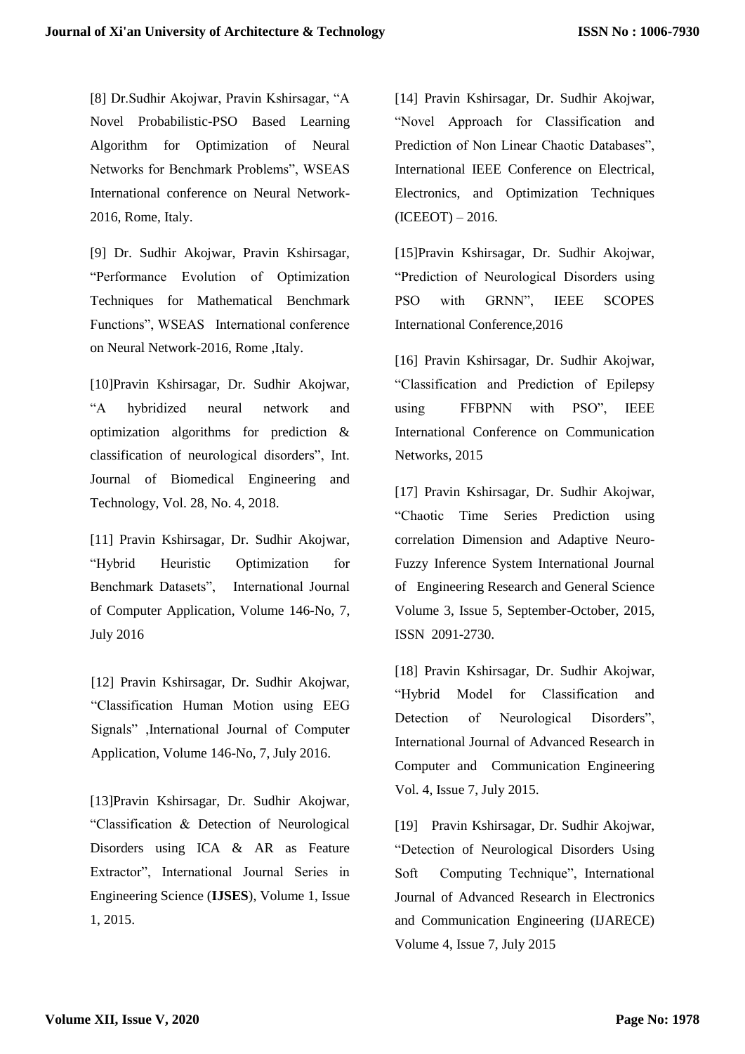[8] Dr.Sudhir Akojwar, Pravin Kshirsagar, "A Novel Probabilistic-PSO Based Learning Algorithm for Optimization of Neural Networks for Benchmark Problems", WSEAS International conference on Neural Network-2016, Rome, Italy.

[9] Dr. Sudhir Akojwar, Pravin Kshirsagar, "Performance Evolution of Optimization Techniques for Mathematical Benchmark Functions", WSEAS International conference on Neural Network-2016, Rome ,Italy.

[10]Pravin Kshirsagar, Dr. Sudhir Akojwar, "A hybridized neural network and optimization algorithms for prediction & classification of neurological disorders", Int. Journal of Biomedical Engineering and Technology, Vol. 28, No. 4, 2018.

[11] Pravin Kshirsagar, Dr. Sudhir Akojwar, "Hybrid Heuristic Optimization for Benchmark Datasets", International Journal of Computer Application, Volume 146-No, 7, July 2016

[12] Pravin Kshirsagar, Dr. Sudhir Akojwar, "Classification Human Motion using EEG Signals" ,International Journal of Computer Application, Volume 146-No, 7, July 2016.

[13]Pravin Kshirsagar, Dr. Sudhir Akojwar, "Classification & Detection of Neurological Disorders using ICA & AR as Feature Extractor", International Journal Series in Engineering Science (**IJSES**), Volume 1, Issue 1, 2015.

[14] Pravin Kshirsagar, Dr. Sudhir Akojwar, "Novel Approach for Classification and Prediction of Non Linear Chaotic Databases", International IEEE Conference on Electrical, Electronics, and Optimization Techniques (ICEEOT) – 2016.

[15]Pravin Kshirsagar, Dr. Sudhir Akojwar, "Prediction of Neurological Disorders using PSO with GRNN", IEEE SCOPES International Conference,2016

[16] Pravin Kshirsagar, Dr. Sudhir Akojwar, "Classification and Prediction of Epilepsy using FFBPNN with PSO", IEEE International Conference on Communication Networks, 2015

[17] Pravin Kshirsagar, Dr. Sudhir Akojwar, "Chaotic Time Series Prediction using correlation Dimension and Adaptive Neuro-Fuzzy Inference System International Journal of Engineering Research and General Science Volume 3, Issue 5, September-October, 2015, ISSN 2091-2730.

[18] Pravin Kshirsagar, Dr. Sudhir Akojwar, "Hybrid Model for Classification and Detection of Neurological Disorders", International Journal of Advanced Research in Computer and Communication Engineering Vol. 4, Issue 7, July 2015.

[19] Pravin Kshirsagar, Dr. Sudhir Akojwar, "Detection of Neurological Disorders Using Soft Computing Technique", International Journal of Advanced Research in Electronics and Communication Engineering (IJARECE) Volume 4, Issue 7, July 2015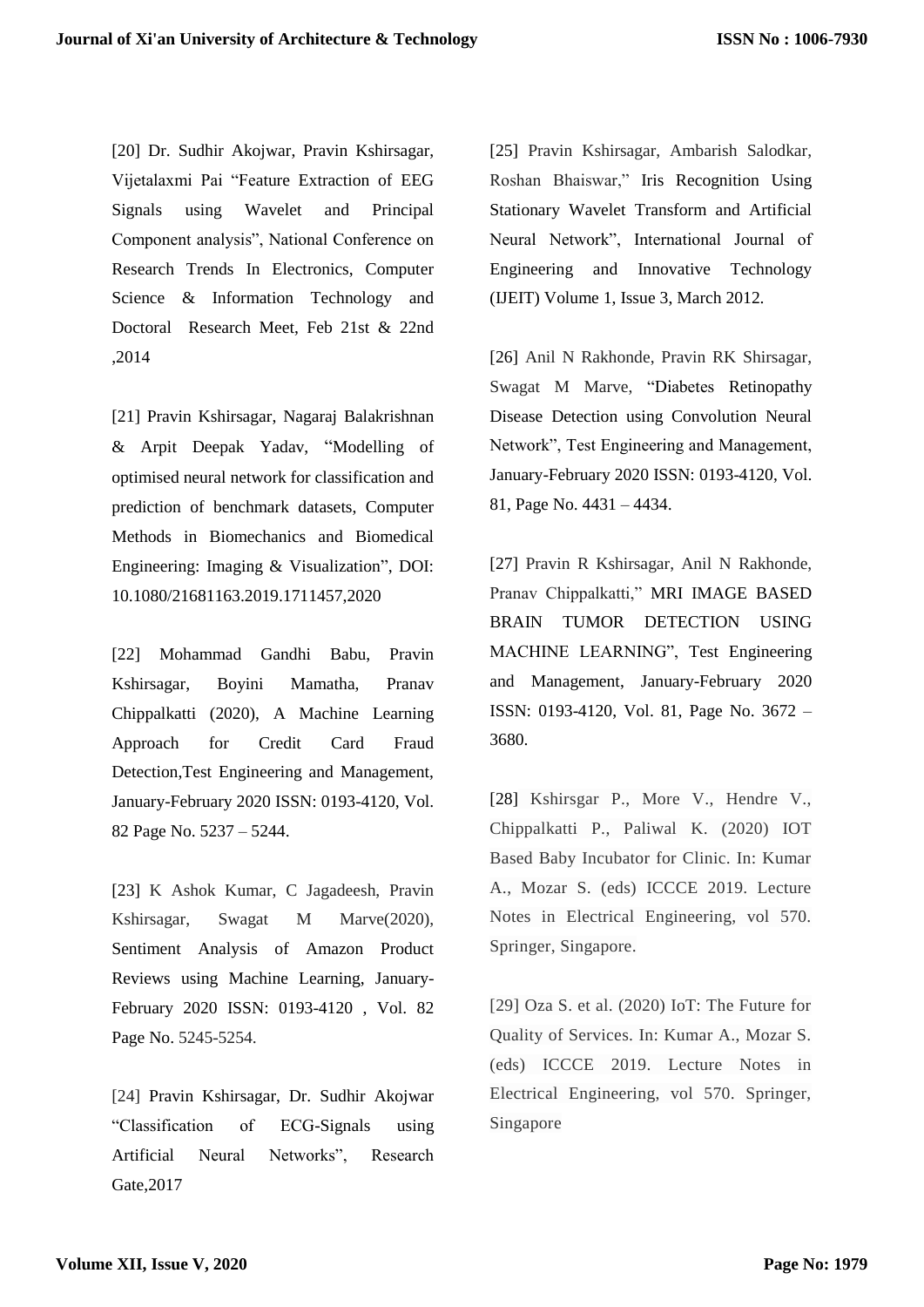[20] Dr. Sudhir Akojwar, Pravin Kshirsagar, Vijetalaxmi Pai "Feature Extraction of EEG Signals using Wavelet and Principal Component analysis", National Conference on Research Trends In Electronics, Computer Science & Information Technology and Doctoral Research Meet, Feb 21st & 22nd ,2014

[21] Pravin Kshirsagar, Nagaraj Balakrishnan & Arpit Deepak Yadav, "Modelling of optimised neural network for classification and prediction of benchmark datasets, Computer Methods in Biomechanics and Biomedical Engineering: Imaging & Visualization", DOI: 10.1080/21681163.2019.1711457,2020

[22] Mohammad Gandhi Babu, Pravin Kshirsagar, Boyini Mamatha, Pranav Chippalkatti (2020), A Machine Learning Approach for Credit Card Fraud Detection,Test Engineering and Management, January-February 2020 ISSN: 0193-4120, Vol. 82 Page No. 5237 – 5244.

[23] K Ashok Kumar, C Jagadeesh, Pravin Kshirsagar, Swagat M Marve(2020), Sentiment Analysis of Amazon Product Reviews using Machine Learning, January-February 2020 ISSN: 0193-4120 , Vol. 82 Page No. 5245-5254.

[24] Pravin Kshirsagar, Dr. Sudhir Akojwar "Classification of ECG-Signals using Artificial Neural Networks", Research Gate,2017

[25] Pravin Kshirsagar, Ambarish Salodkar, Roshan Bhaiswar," Iris Recognition Using Stationary Wavelet Transform and Artificial Neural Network", International Journal of Engineering and Innovative Technology (IJEIT) Volume 1, Issue 3, March 2012.

[26] Anil N Rakhonde, Pravin RK Shirsagar, Swagat M Marve, "Diabetes Retinopathy Disease Detection using Convolution Neural Network", Test Engineering and Management, January-February 2020 ISSN: 0193-4120, Vol. 81, Page No. 4431 – 4434.

[27] Pravin R Kshirsagar, Anil N Rakhonde, Pranav Chippalkatti," MRI IMAGE BASED BRAIN TUMOR DETECTION USING MACHINE LEARNING", Test Engineering and Management, January-February 2020 ISSN: 0193-4120, Vol. 81, Page No. 3672 – 3680.

[28] Kshirsgar P., More V., Hendre V., Chippalkatti P., Paliwal K. (2020) IOT Based Baby Incubator for Clinic. In: Kumar A., Mozar S. (eds) ICCCE 2019. Lecture Notes in Electrical Engineering, vol 570. Springer, Singapore.

[29] Oza S. et al. (2020) IoT: The Future for Quality of Services. In: Kumar A., Mozar S. (eds) ICCCE 2019. Lecture Notes in Electrical Engineering, vol 570. Springer, Singapore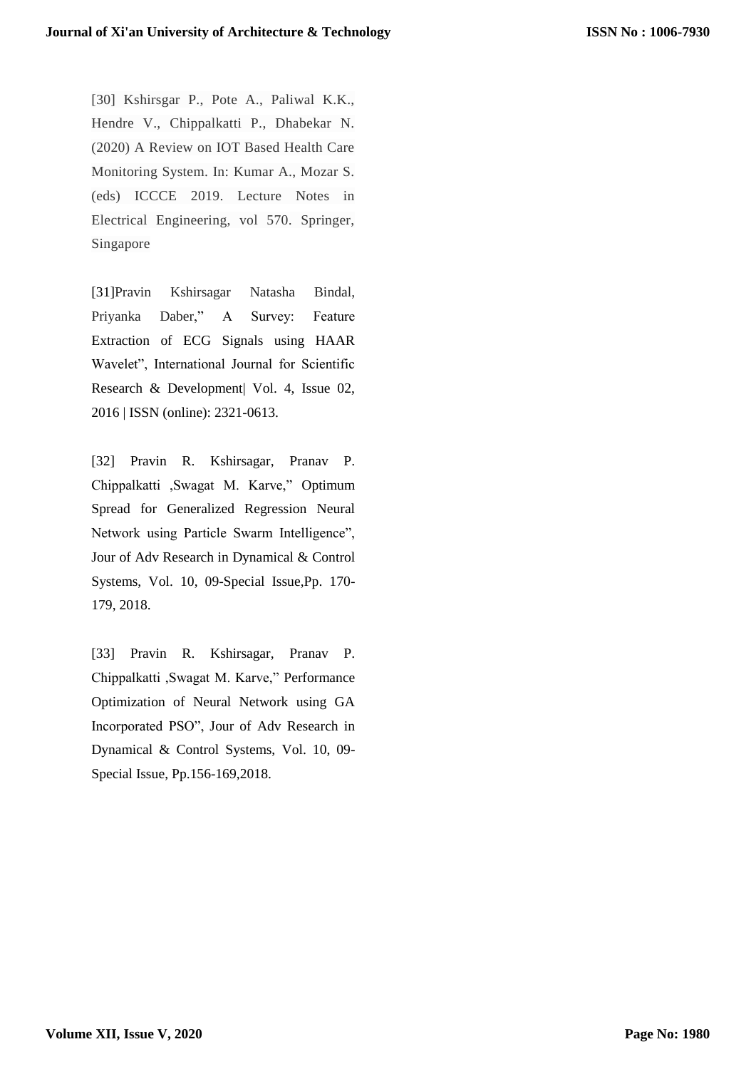[30] Kshirsgar P., Pote A., Paliwal K.K., Hendre V., Chippalkatti P., Dhabekar N. (2020) A Review on IOT Based Health Care Monitoring System. In: Kumar A., Mozar S. (eds) ICCCE 2019. Lecture Notes in Electrical Engineering, vol 570. Springer, Singapore

[31]Pravin Kshirsagar Natasha Bindal, Priyanka Daber," A Survey: Feature Extraction of ECG Signals using HAAR Wavelet", International Journal for Scientific Research & Development| Vol. 4, Issue 02, 2016 | ISSN (online): 2321-0613.

[32] Pravin R. Kshirsagar, Pranav P. Chippalkatti ,Swagat M. Karve," Optimum Spread for Generalized Regression Neural Network using Particle Swarm Intelligence", Jour of Adv Research in Dynamical & Control Systems, Vol. 10, 09-Special Issue,Pp. 170-179, 2018.

[33] Pravin R. Kshirsagar, Pranav P. Chippalkatti ,Swagat M. Karve," Performance Optimization of Neural Network using GA Incorporated PSO", Jour of Adv Research in Dynamical & Control Systems, Vol. 10, 09-Special Issue, Pp.156-169,2018.